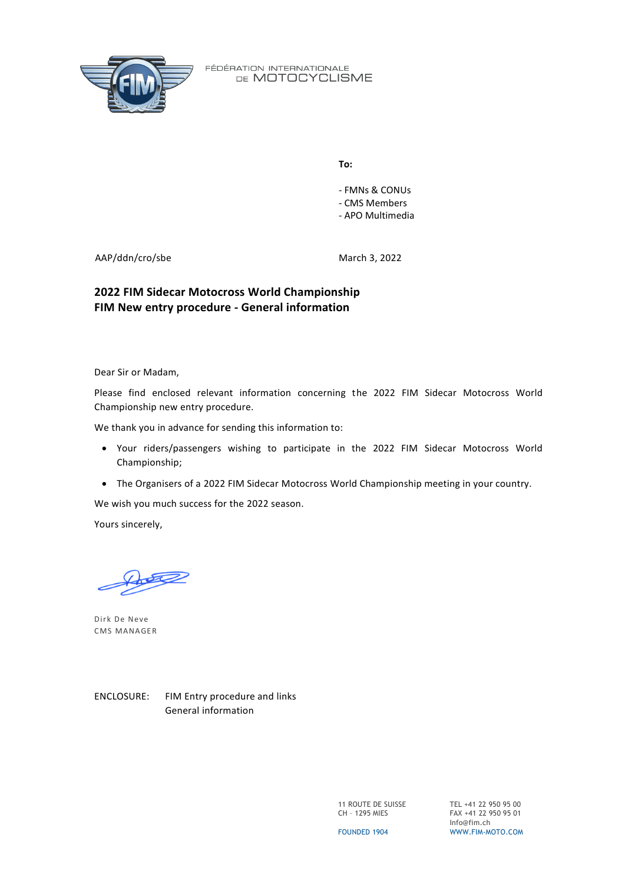FÉDÉRATION INTERNATIONALE DE MOTOCYCLISME

**To:**

- FMNs & CONUs
- CMS Members
- APO Multimedia

AAP/ddn/cro/sbe

March 3, 2022

**2022 FIM Sidecar Motocross World Championship**
**FIM New entry procedure - General information**

Dear Sir or Madam,

Please find enclosed relevant information concerning the 2022 FIM Sidecar Motocross World Championship new entry procedure.

We thank you in advance for sending this information to:

- Your riders/passengers wishing to participate in the 2022 FIM Sidecar Motocross World Championship;
- The Organisers of a 2022 FIM Sidecar Motocross World Championship meeting in your country.

We wish you much success for the 2022 season.

Yours sincerely,

Dirk De Neve
CMS MANAGER

ENCLOSURE: FIM Entry procedure and links
General information

11 ROUTE DE SUISSE
CH - 1295 MIES

TEL +41 22 950 95 00
FAX +41 22 950 95 01
Info@fim.ch

FOUNDED 1904

WWW.FIM-MOTO.COM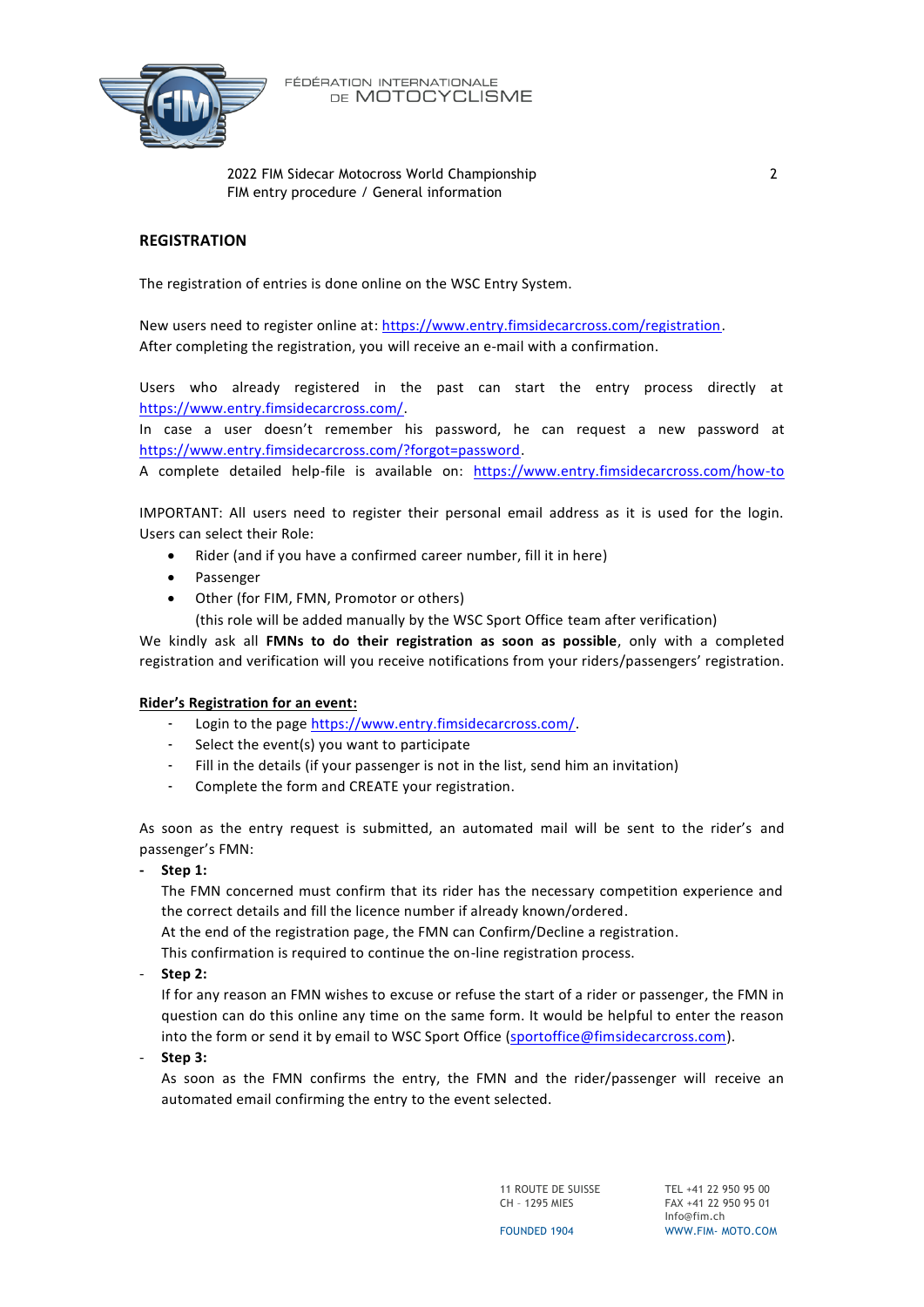## REGISTRATION

The registration of entries is done online on the WSC Entry System.

New users need to register online at: https://www.entry.fimsidecarcross.com/registration.
After completing the registration, you will receive an e-mail with a confirmation.

Users who already registered in the past can start the entry process directly at https://www.entry.fimsidecarcross.com/.
In case a user doesn't remember his password, he can request a new password at https://www.entry.fimsidecarcross.com/?forgot=password.
A complete detailed help-file is available on: https://www.entry.fimsidecarcross.com/how-to

IMPORTANT: All users need to register their personal email address as it is used for the login.
Users can select their Role:

- Rider (and if you have a confirmed career number, fill it in here)
- Passenger
- Other (for FIM, FMN, Promotor or others)
  (this role will be added manually by the WSC Sport Office team after verification)

We kindly ask all **FMNs to do their registration as soon as possible**, only with a completed registration and verification will you receive notifications from your riders/passengers' registration.

**Rider's Registration for an event:**

- Login to the page https://www.entry.fimsidecarcross.com/.
- Select the event(s) you want to participate
- Fill in the details (if your passenger is not in the list, send him an invitation)
- Complete the form and CREATE your registration.

As soon as the entry request is submitted, an automated mail will be sent to the rider's and passenger's FMN:

- **Step 1:**
  The FMN concerned must confirm that its rider has the necessary competition experience and the correct details and fill the licence number if already known/ordered.
  At the end of the registration page, the FMN can Confirm/Decline a registration.
  This confirmation is required to continue the on-line registration process.
- **Step 2:**
  If for any reason an FMN wishes to excuse or refuse the start of a rider or passenger, the FMN in question can do this online any time on the same form. It would be helpful to enter the reason into the form or send it by email to WSC Sport Office (sportoffice@fimsidecarcross.com).
- **Step 3:**
  As soon as the FMN confirms the entry, the FMN and the rider/passenger will receive an automated email confirming the entry to the event selected.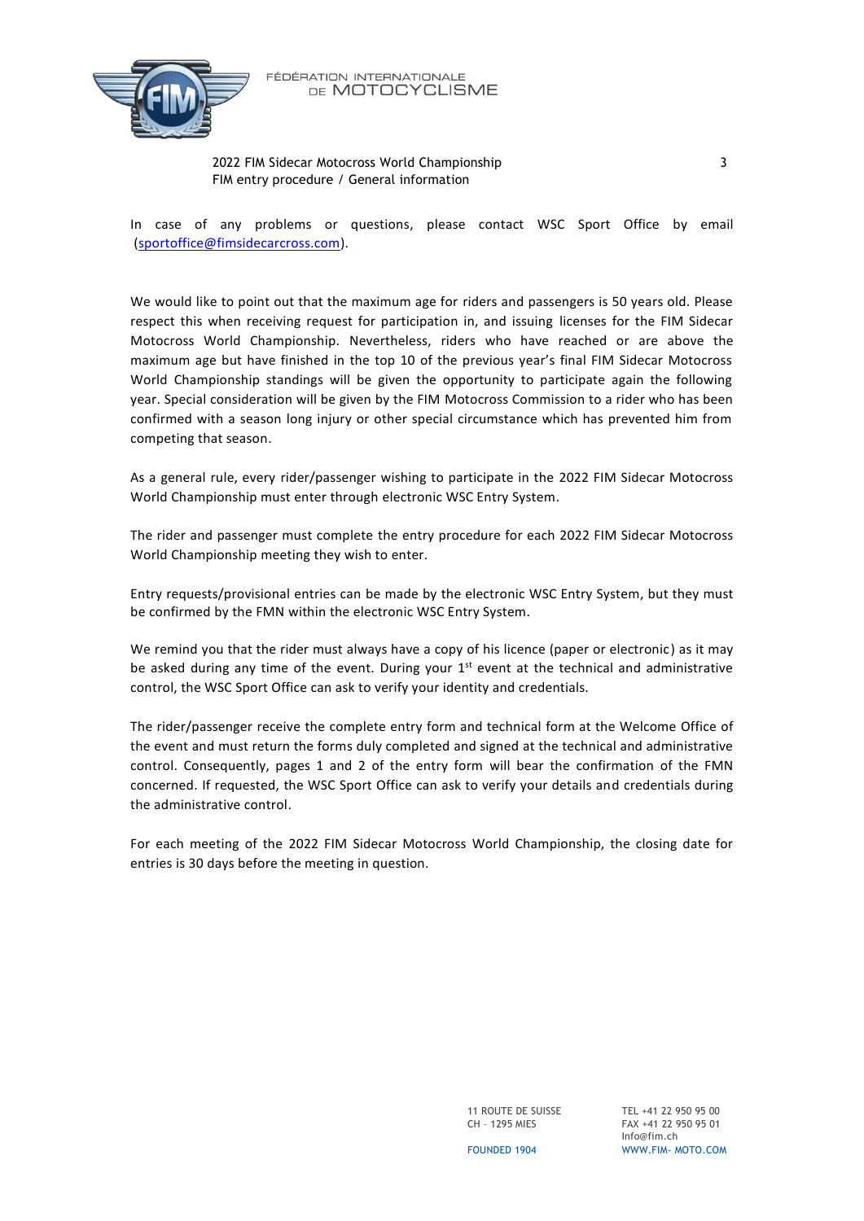In case of any problems or questions, please contact WSC Sport Office by email (sportoffice@fimsidecarcross.com).

We would like to point out that the maximum age for riders and passengers is 50 years old. Please respect this when receiving request for participation in, and issuing licenses for the FIM Sidecar Motocross World Championship. Nevertheless, riders who have reached or are above the maximum age but have finished in the top 10 of the previous year's final FIM Sidecar Motocross World Championship standings will be given the opportunity to participate again the following year. Special consideration will be given by the FIM Motocross Commission to a rider who has been confirmed with a season long injury or other special circumstance which has prevented him from competing that season.

As a general rule, every rider/passenger wishing to participate in the 2022 FIM Sidecar Motocross World Championship must enter through electronic WSC Entry System.

The rider and passenger must complete the entry procedure for each 2022 FIM Sidecar Motocross World Championship meeting they wish to enter.

Entry requests/provisional entries can be made by the electronic WSC Entry System, but they must be confirmed by the FMN within the electronic WSC Entry System.

We remind you that the rider must always have a copy of his licence (paper or electronic) as it may be asked during any time of the event. During your 1st event at the technical and administrative control, the WSC Sport Office can ask to verify your identity and credentials.

The rider/passenger receive the complete entry form and technical form at the Welcome Office of the event and must return the forms duly completed and signed at the technical and administrative control. Consequently, pages 1 and 2 of the entry form will bear the confirmation of the FMN concerned. If requested, the WSC Sport Office can ask to verify your details and credentials during the administrative control.

For each meeting of the 2022 FIM Sidecar Motocross World Championship, the closing date for entries is 30 days before the meeting in question.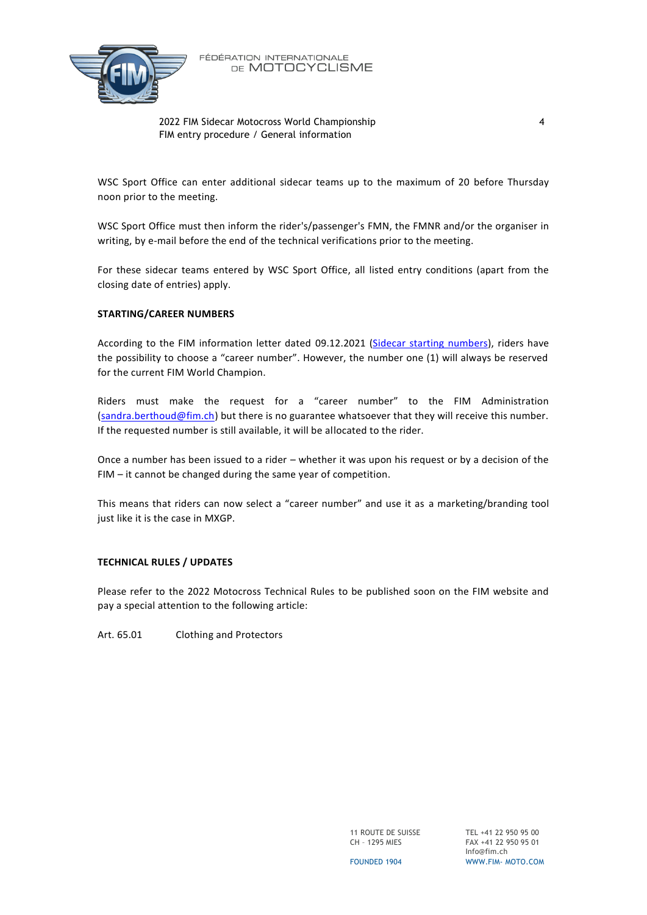WSC Sport Office can enter additional sidecar teams up to the maximum of 20 before Thursday noon prior to the meeting.

WSC Sport Office must then inform the rider's/passenger's FMN, the FMNR and/or the organiser in writing, by e-mail before the end of the technical verifications prior to the meeting.

For these sidecar teams entered by WSC Sport Office, all listed entry conditions (apart from the closing date of entries) apply.

**STARTING/CAREER NUMBERS**

According to the FIM information letter dated 09.12.2021 (Sidecar starting numbers), riders have the possibility to choose a "career number". However, the number one (1) will always be reserved for the current FIM World Champion.

Riders must make the request for a "career number" to the FIM Administration (sandra.berthoud@fim.ch) but there is no guarantee whatsoever that they will receive this number. If the requested number is still available, it will be allocated to the rider.

Once a number has been issued to a rider – whether it was upon his request or by a decision of the FIM – it cannot be changed during the same year of competition.

This means that riders can now select a "career number" and use it as a marketing/branding tool just like it is the case in MXGP.

**TECHNICAL RULES / UPDATES**

Please refer to the 2022 Motocross Technical Rules to be published soon on the FIM website and pay a special attention to the following article:

Art. 65.01 Clothing and Protectors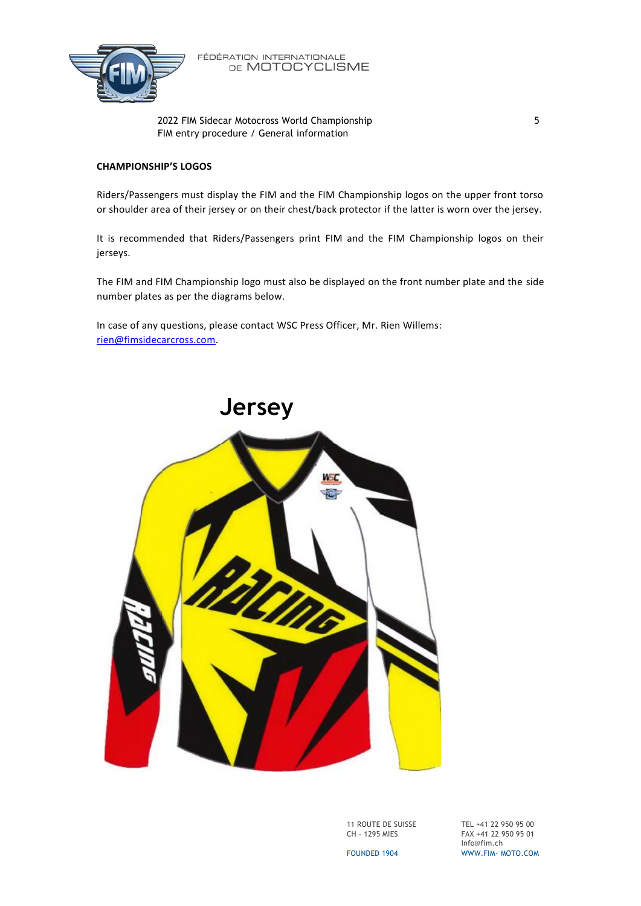## CHAMPIONSHIP'S LOGOS

Riders/Passengers must display the FIM and the FIM Championship logos on the upper front torso or shoulder area of their jersey or on their chest/back protector if the latter is worn over the jersey.

It is recommended that Riders/Passengers print FIM and the FIM Championship logos on their jerseys.

The FIM and FIM Championship logo must also be displayed on the front number plate and the side number plates as per the diagrams below.

In case of any questions, please contact WSC Press Officer, Mr. Rien Willems: rien@fimsidecarcross.com.

# Jersey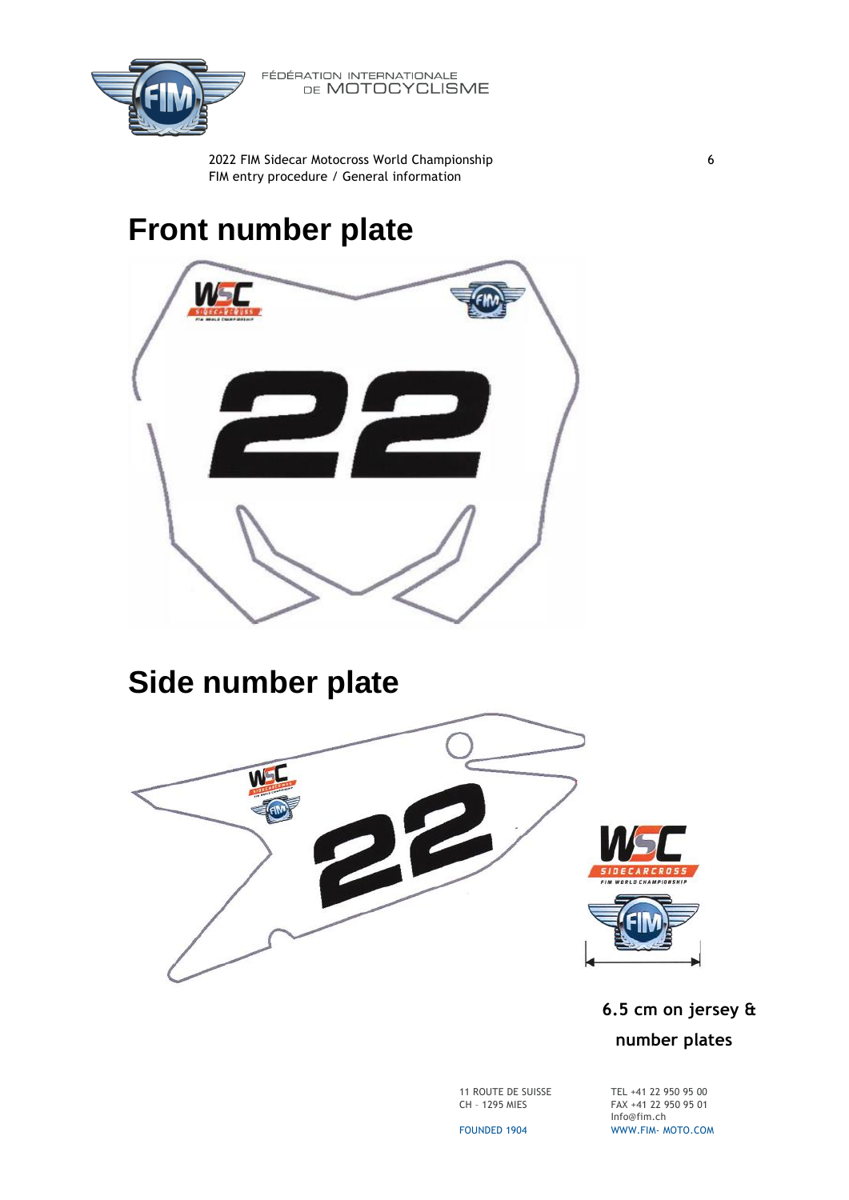## Front number plate

## Side number plate

**6.5 cm on jersey & number plates**